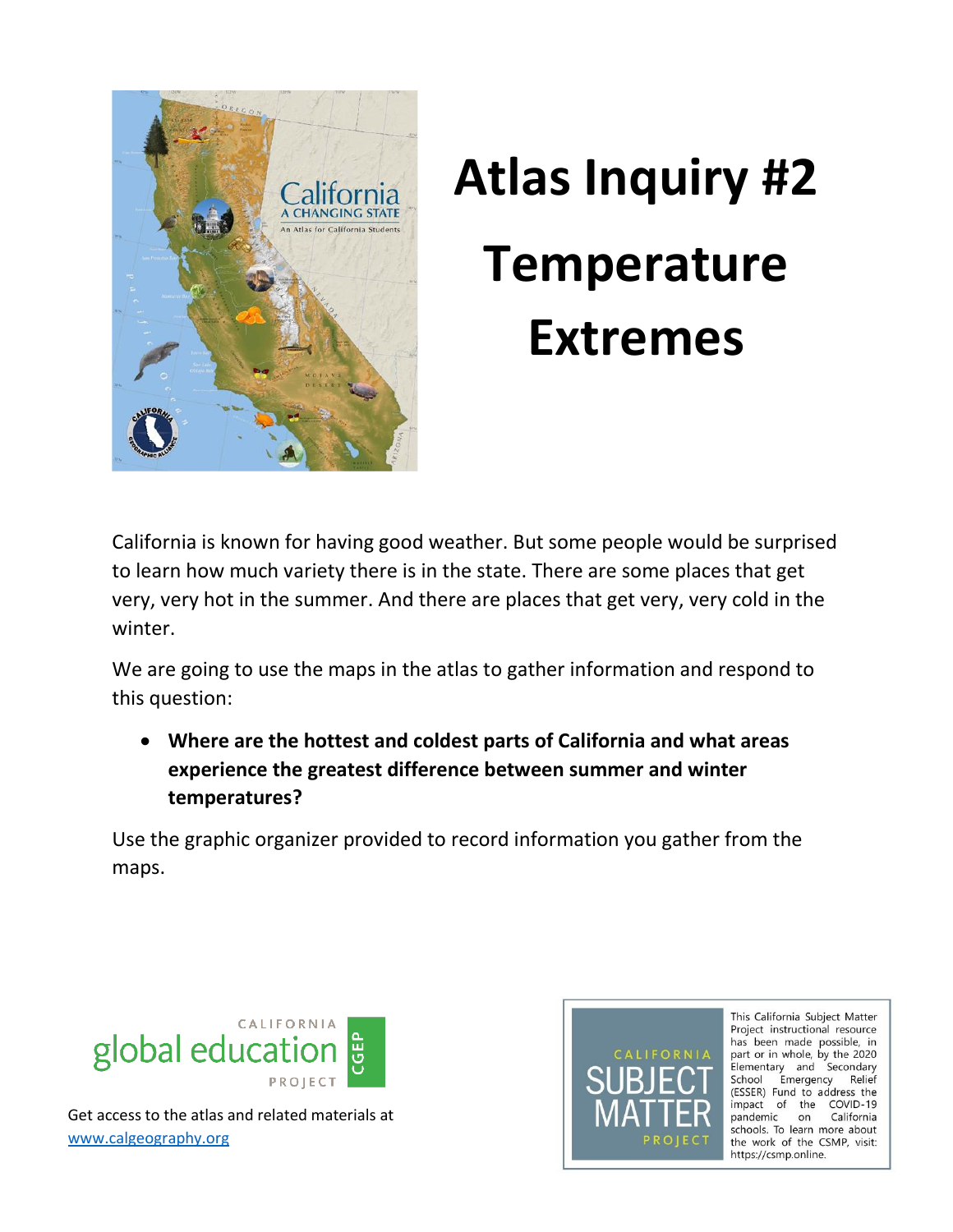# Atlas Inquiry #2 Temperature Extremes

California is known for having good weather. But some people would be surprised to learn how much variety there is in the state. There are some places that get very, very hot in the summer. And there are places that get very, very cold in the winter.

We are going to use the maps in the atlas to gather information and respond to this question:

- **Where are the hottest and coldest parts of California and what areas experience the greatest difference between summer and winter temperatures?**

Use the graphic organizer provided to record information you gather from the maps.

CALIFORNIA global education PROJECT CGEP

Get access to the atlas and related materials at www.calgeography.org

CALIFORNIA SUBJECT MATTER PROJECT

This California Subject Matter Project instructional resource has been made possible, in part or in whole, by the 2020 Elementary and Secondary School Emergency Relief (ESSER) Fund to address the impact of the COVID-19 pandemic on California schools. To learn more about the work of the CSMP, visit: https://csmp.online.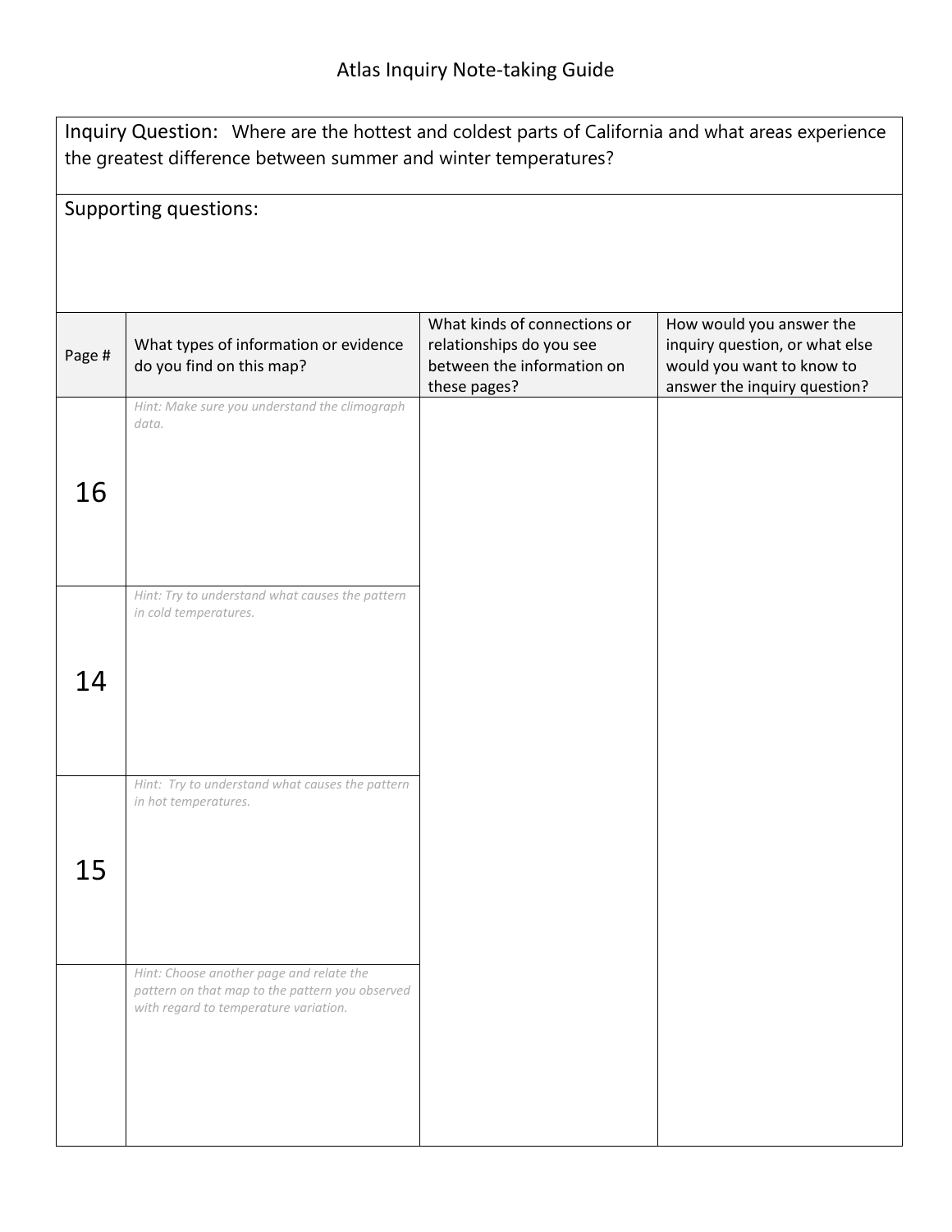# Atlas Inquiry Note-taking Guide

| Inquiry Question: Where are the hottest and coldest parts of California and what areas experience the greatest difference between summer and winter temperatures? | | | |
|---|---|---|---|
| Supporting questions: | | | |
| Page # | What types of information or evidence do you find on this map? | What kinds of connections or relationships do you see between the information on these pages? | How would you answer the inquiry question, or what else would you want to know to answer the inquiry question? |
| 16 | *Hint: Make sure you understand the climograph data.* | | |
| 14 | *Hint: Try to understand what causes the pattern in cold temperatures.* | | |
| 15 | *Hint: Try to understand what causes the pattern in hot temperatures.* | | |
| | *Hint: Choose another page and relate the pattern on that map to the pattern you observed with regard to temperature variation.* | | |